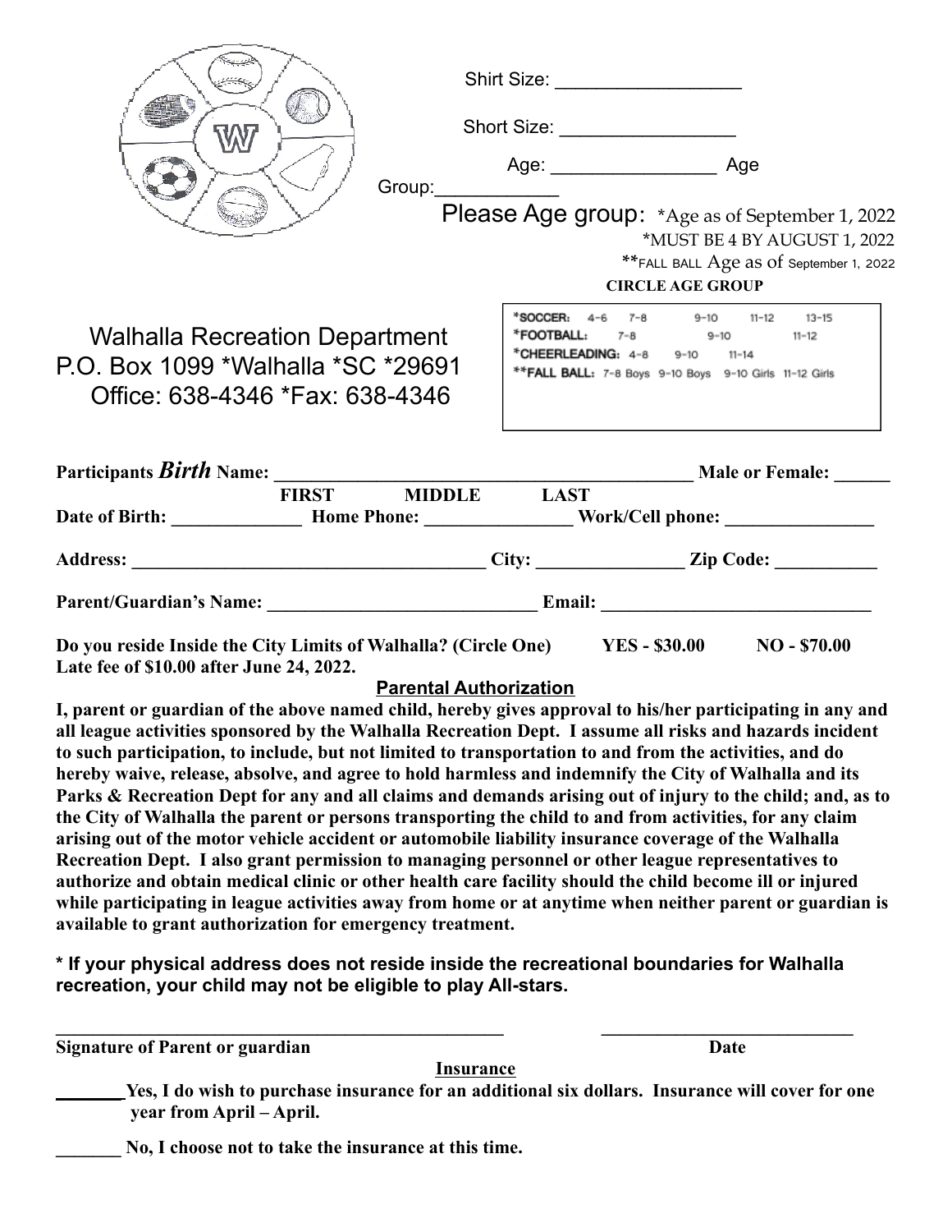Shirt Size: ___________________

Short Size: __________________

Age: _________________ Age Group:____________

Please Age group: *Age as of September 1, 2022
*MUST BE 4 BY AUGUST 1, 2022
**FALL BALL Age as of September 1, 2022

**CIRCLE AGE GROUP**

*SOCCER: 4-6 7-8 9-10 11-12 13-15
*FOOTBALL: 7-8 9-10 11-12
*CHEERLEADING: 4-8 9-10 11-14
**FALL BALL: 7-8 Boys 9-10 Boys 9-10 Girls 11-12 Girls

Walhalla Recreation Department
P.O. Box 1099 *Walhalla *SC *29691
Office: 638-4346 *Fax: 638-4346

**Participants *Birth* Name:** _______________________________________________ **Male or Female:** ______
**FIRST MIDDLE LAST**

**Date of Birth:** ______________ **Home Phone:** ________________ **Work/Cell phone:** ________________

**Address:** _______________________________________ **City:** ________________ **Zip Code:** ___________

**Parent/Guardian's Name:** _____________________________ **Email:** _____________________________

**Do you reside Inside the City Limits of Walhalla? (Circle One) YES - $30.00 NO - $70.00**
**Late fee of $10.00 after June 24, 2022.**

## Parental Authorization

**I, parent or guardian of the above named child, hereby gives approval to his/her participating in any and all league activities sponsored by the Walhalla Recreation Dept. I assume all risks and hazards incident to such participation, to include, but not limited to transportation to and from the activities, and do hereby waive, release, absolve, and agree to hold harmless and indemnify the City of Walhalla and its Parks & Recreation Dept for any and all claims and demands arising out of injury to the child; and, as to the City of Walhalla the parent or persons transporting the child to and from activities, for any claim arising out of the motor vehicle accident or automobile liability insurance coverage of the Walhalla Recreation Dept. I also grant permission to managing personnel or other league representatives to authorize and obtain medical clinic or other health care facility should the child become ill or injured while participating in league activities away from home or at anytime when neither parent or guardian is available to grant authorization for emergency treatment.**

**\* If your physical address does not reside inside the recreational boundaries for Walhalla recreation, your child may not be eligible to play All-stars.**

___________________________________________________ _____________________________
**Signature of Parent or guardian** **Date**

## Insurance

_______**Yes, I do wish to purchase insurance for an additional six dollars. Insurance will cover for one year from April – April.**

_______ **No, I choose not to take the insurance at this time.**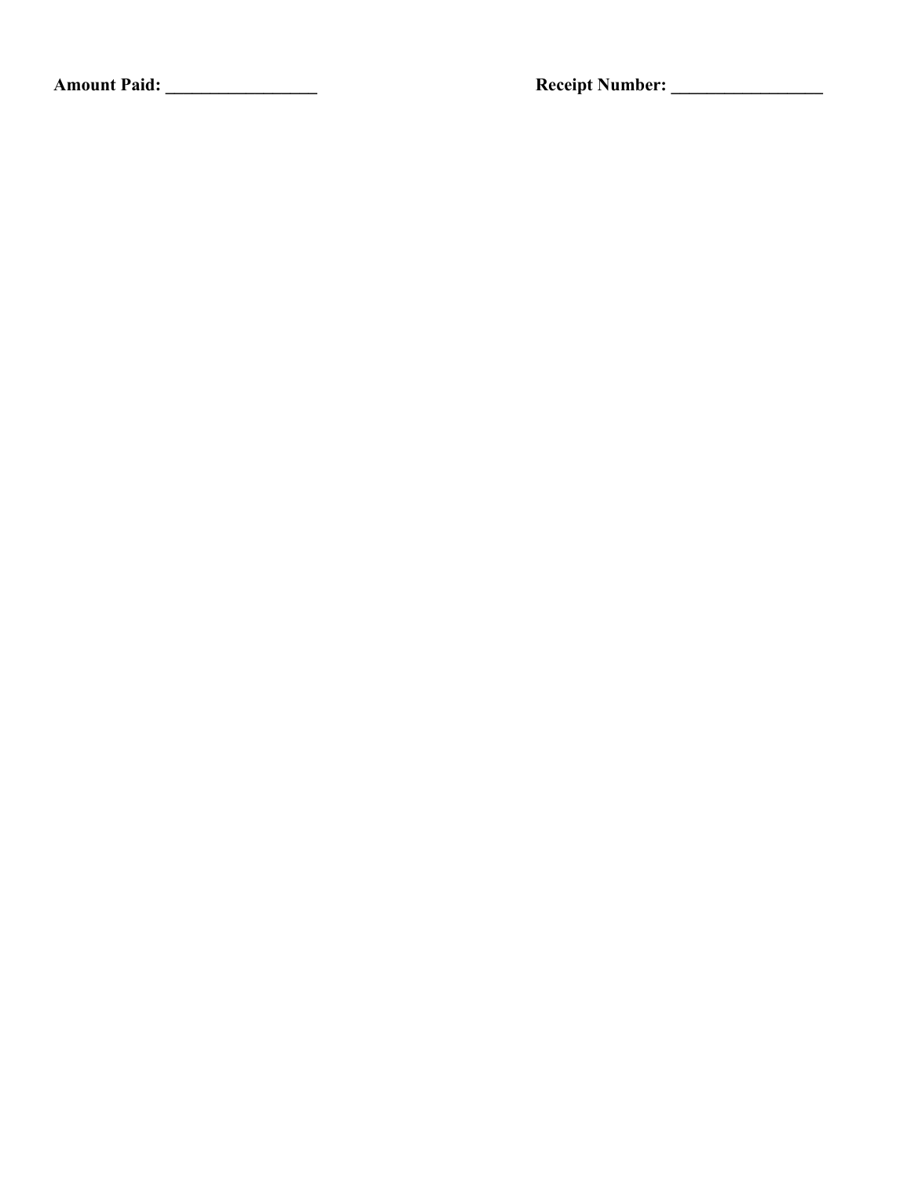**Amount Paid: _________________** **Receipt Number: _________________**